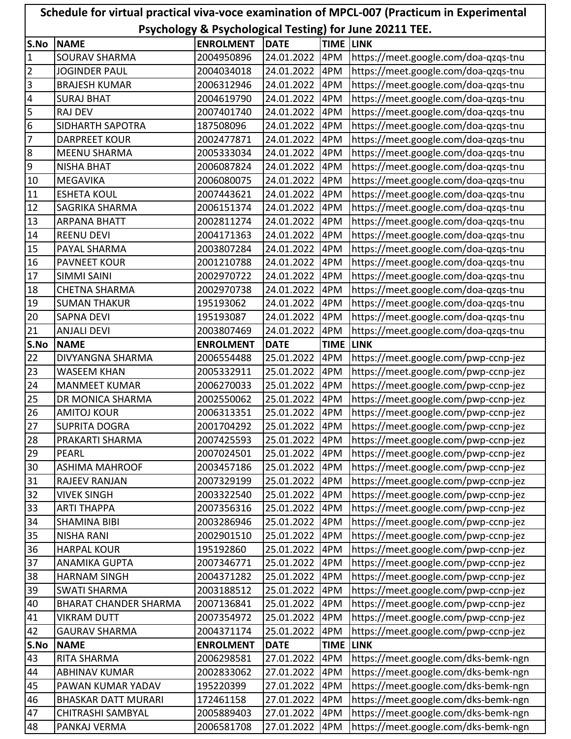# Schedule for virtual practical viva-voce examination of MPCL-007 (Practicum in Experimental Psychology & Psychological Testing) for June 20211 TEE.

| S.No | NAME | ENROLMENT | DATE | TIME | LINK |
|---|---|---|---|---|---|
| 1 | SOURAV SHARMA | 2004950896 | 24.01.2022 | 4PM | https://meet.google.com/doa-qzqs-tnu |
| 2 | JOGINDER PAUL | 2004034018 | 24.01.2022 | 4PM | https://meet.google.com/doa-qzqs-tnu |
| 3 | BRAJESH KUMAR | 2006312946 | 24.01.2022 | 4PM | https://meet.google.com/doa-qzqs-tnu |
| 4 | SURAJ BHAT | 2004619790 | 24.01.2022 | 4PM | https://meet.google.com/doa-qzqs-tnu |
| 5 | RAJ DEV | 2007401740 | 24.01.2022 | 4PM | https://meet.google.com/doa-qzqs-tnu |
| 6 | SIDHARTH SAPOTRA | 187508096 | 24.01.2022 | 4PM | https://meet.google.com/doa-qzqs-tnu |
| 7 | DARPREET KOUR | 2002477871 | 24.01.2022 | 4PM | https://meet.google.com/doa-qzqs-tnu |
| 8 | MEENU SHARMA | 2005333034 | 24.01.2022 | 4PM | https://meet.google.com/doa-qzqs-tnu |
| 9 | NISHA BHAT | 2006087824 | 24.01.2022 | 4PM | https://meet.google.com/doa-qzqs-tnu |
| 10 | MEGAVIKA | 2006080075 | 24.01.2022 | 4PM | https://meet.google.com/doa-qzqs-tnu |
| 11 | ESHETA KOUL | 2007443621 | 24.01.2022 | 4PM | https://meet.google.com/doa-qzqs-tnu |
| 12 | SAGRIKA SHARMA | 2006151374 | 24.01.2022 | 4PM | https://meet.google.com/doa-qzqs-tnu |
| 13 | ARPANA BHATT | 2002811274 | 24.01.2022 | 4PM | https://meet.google.com/doa-qzqs-tnu |
| 14 | REENU DEVI | 2004171363 | 24.01.2022 | 4PM | https://meet.google.com/doa-qzqs-tnu |
| 15 | PAYAL SHARMA | 2003807284 | 24.01.2022 | 4PM | https://meet.google.com/doa-qzqs-tnu |
| 16 | PAVNEET KOUR | 2001210788 | 24.01.2022 | 4PM | https://meet.google.com/doa-qzqs-tnu |
| 17 | SIMMI SAINI | 2002970722 | 24.01.2022 | 4PM | https://meet.google.com/doa-qzqs-tnu |
| 18 | CHETNA SHARMA | 2002970738 | 24.01.2022 | 4PM | https://meet.google.com/doa-qzqs-tnu |
| 19 | SUMAN THAKUR | 195193062 | 24.01.2022 | 4PM | https://meet.google.com/doa-qzqs-tnu |
| 20 | SAPNA DEVI | 195193087 | 24.01.2022 | 4PM | https://meet.google.com/doa-qzqs-tnu |
| 21 | ANJALI DEVI | 2003807469 | 24.01.2022 | 4PM | https://meet.google.com/doa-qzqs-tnu |
| S.No | NAME | ENROLMENT | DATE | TIME | LINK |
| 22 | DIVYANGNA SHARMA | 2006554488 | 25.01.2022 | 4PM | https://meet.google.com/pwp-ccnp-jez |
| 23 | WASEEM KHAN | 2005332911 | 25.01.2022 | 4PM | https://meet.google.com/pwp-ccnp-jez |
| 24 | MANMEET KUMAR | 2006270033 | 25.01.2022 | 4PM | https://meet.google.com/pwp-ccnp-jez |
| 25 | DR MONICA SHARMA | 2002550062 | 25.01.2022 | 4PM | https://meet.google.com/pwp-ccnp-jez |
| 26 | AMITOJ KOUR | 2006313351 | 25.01.2022 | 4PM | https://meet.google.com/pwp-ccnp-jez |
| 27 | SUPRITA DOGRA | 2001704292 | 25.01.2022 | 4PM | https://meet.google.com/pwp-ccnp-jez |
| 28 | PRAKARTI SHARMA | 2007425593 | 25.01.2022 | 4PM | https://meet.google.com/pwp-ccnp-jez |
| 29 | PEARL | 2007024501 | 25.01.2022 | 4PM | https://meet.google.com/pwp-ccnp-jez |
| 30 | ASHIMA MAHROOF | 2003457186 | 25.01.2022 | 4PM | https://meet.google.com/pwp-ccnp-jez |
| 31 | RAJEEV RANJAN | 2007329199 | 25.01.2022 | 4PM | https://meet.google.com/pwp-ccnp-jez |
| 32 | VIVEK SINGH | 2003322540 | 25.01.2022 | 4PM | https://meet.google.com/pwp-ccnp-jez |
| 33 | ARTI THAPPA | 2007356316 | 25.01.2022 | 4PM | https://meet.google.com/pwp-ccnp-jez |
| 34 | SHAMINA BIBI | 2003286946 | 25.01.2022 | 4PM | https://meet.google.com/pwp-ccnp-jez |
| 35 | NISHA RANI | 2002901510 | 25.01.2022 | 4PM | https://meet.google.com/pwp-ccnp-jez |
| 36 | HARPAL KOUR | 195192860 | 25.01.2022 | 4PM | https://meet.google.com/pwp-ccnp-jez |
| 37 | ANAMIKA GUPTA | 2007346771 | 25.01.2022 | 4PM | https://meet.google.com/pwp-ccnp-jez |
| 38 | HARNAM SINGH | 2004371282 | 25.01.2022 | 4PM | https://meet.google.com/pwp-ccnp-jez |
| 39 | SWATI SHARMA | 2003188512 | 25.01.2022 | 4PM | https://meet.google.com/pwp-ccnp-jez |
| 40 | BHARAT CHANDER SHARMA | 2007136841 | 25.01.2022 | 4PM | https://meet.google.com/pwp-ccnp-jez |
| 41 | VIKRAM DUTT | 2007354972 | 25.01.2022 | 4PM | https://meet.google.com/pwp-ccnp-jez |
| 42 | GAURAV SHARMA | 2004371174 | 25.01.2022 | 4PM | https://meet.google.com/pwp-ccnp-jez |
| S.No | NAME | ENROLMENT | DATE | TIME | LINK |
| 43 | RITA SHARMA | 2006298581 | 27.01.2022 | 4PM | https://meet.google.com/dks-bemk-ngn |
| 44 | ABHINAV KUMAR | 2002833062 | 27.01.2022 | 4PM | https://meet.google.com/dks-bemk-ngn |
| 45 | PAWAN KUMAR YADAV | 195220399 | 27.01.2022 | 4PM | https://meet.google.com/dks-bemk-ngn |
| 46 | BHASKAR DATT MURARI | 172461158 | 27.01.2022 | 4PM | https://meet.google.com/dks-bemk-ngn |
| 47 | CHITRASHI SAMBYAL | 2005889403 | 27.01.2022 | 4PM | https://meet.google.com/dks-bemk-ngn |
| 48 | PANKAJ VERMA | 2006581708 | 27.01.2022 | 4PM | https://meet.google.com/dks-bemk-ngn |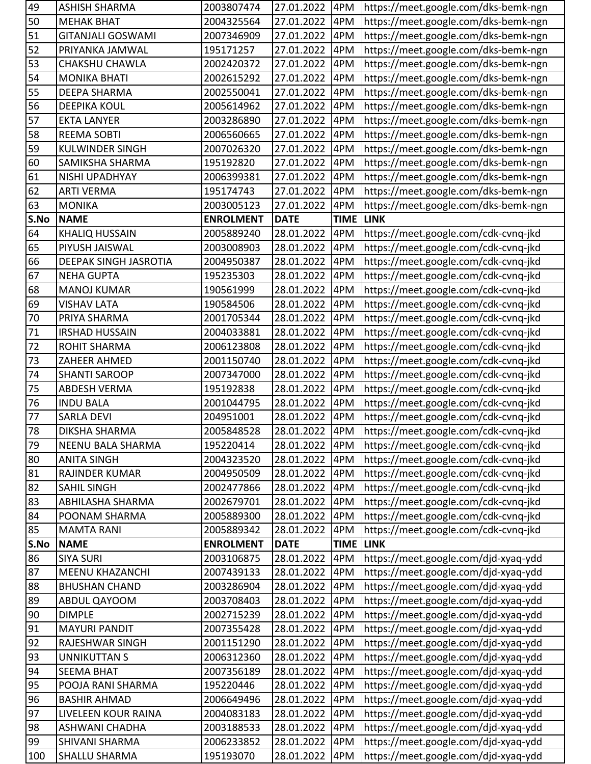| | | | | | |
|---|---|---|---|---|---|
| 49 | ASHISH SHARMA | 2003807474 | 27.01.2022 | 4PM | https://meet.google.com/dks-bemk-ngn |
| 50 | MEHAK BHAT | 2004325564 | 27.01.2022 | 4PM | https://meet.google.com/dks-bemk-ngn |
| 51 | GITANJALI GOSWAMI | 2007346909 | 27.01.2022 | 4PM | https://meet.google.com/dks-bemk-ngn |
| 52 | PRIYANKA JAMWAL | 195171257 | 27.01.2022 | 4PM | https://meet.google.com/dks-bemk-ngn |
| 53 | CHAKSHU CHAWLA | 2002420372 | 27.01.2022 | 4PM | https://meet.google.com/dks-bemk-ngn |
| 54 | MONIKA BHATI | 2002615292 | 27.01.2022 | 4PM | https://meet.google.com/dks-bemk-ngn |
| 55 | DEEPA SHARMA | 2002550041 | 27.01.2022 | 4PM | https://meet.google.com/dks-bemk-ngn |
| 56 | DEEPIKA KOUL | 2005614962 | 27.01.2022 | 4PM | https://meet.google.com/dks-bemk-ngn |
| 57 | EKTA LANYER | 2003286890 | 27.01.2022 | 4PM | https://meet.google.com/dks-bemk-ngn |
| 58 | REEMA SOBTI | 2006560665 | 27.01.2022 | 4PM | https://meet.google.com/dks-bemk-ngn |
| 59 | KULWINDER SINGH | 2007026320 | 27.01.2022 | 4PM | https://meet.google.com/dks-bemk-ngn |
| 60 | SAMIKSHA SHARMA | 195192820 | 27.01.2022 | 4PM | https://meet.google.com/dks-bemk-ngn |
| 61 | NISHI UPADHYAY | 2006399381 | 27.01.2022 | 4PM | https://meet.google.com/dks-bemk-ngn |
| 62 | ARTI VERMA | 195174743 | 27.01.2022 | 4PM | https://meet.google.com/dks-bemk-ngn |
| 63 | MONIKA | 2003005123 | 27.01.2022 | 4PM | https://meet.google.com/dks-bemk-ngn |
| S.No | NAME | ENROLMENT | DATE | TIME | LINK |
| 64 | KHALIQ HUSSAIN | 2005889240 | 28.01.2022 | 4PM | https://meet.google.com/cdk-cvnq-jkd |
| 65 | PIYUSH JAISWAL | 2003008903 | 28.01.2022 | 4PM | https://meet.google.com/cdk-cvnq-jkd |
| 66 | DEEPAK SINGH JASROTIA | 2004950387 | 28.01.2022 | 4PM | https://meet.google.com/cdk-cvnq-jkd |
| 67 | NEHA GUPTA | 195235303 | 28.01.2022 | 4PM | https://meet.google.com/cdk-cvnq-jkd |
| 68 | MANOJ KUMAR | 190561999 | 28.01.2022 | 4PM | https://meet.google.com/cdk-cvnq-jkd |
| 69 | VISHAV LATA | 190584506 | 28.01.2022 | 4PM | https://meet.google.com/cdk-cvnq-jkd |
| 70 | PRIYA SHARMA | 2001705344 | 28.01.2022 | 4PM | https://meet.google.com/cdk-cvnq-jkd |
| 71 | IRSHAD HUSSAIN | 2004033881 | 28.01.2022 | 4PM | https://meet.google.com/cdk-cvnq-jkd |
| 72 | ROHIT SHARMA | 2006123808 | 28.01.2022 | 4PM | https://meet.google.com/cdk-cvnq-jkd |
| 73 | ZAHEER AHMED | 2001150740 | 28.01.2022 | 4PM | https://meet.google.com/cdk-cvnq-jkd |
| 74 | SHANTI SAROOP | 2007347000 | 28.01.2022 | 4PM | https://meet.google.com/cdk-cvnq-jkd |
| 75 | ABDESH VERMA | 195192838 | 28.01.2022 | 4PM | https://meet.google.com/cdk-cvnq-jkd |
| 76 | INDU BALA | 2001044795 | 28.01.2022 | 4PM | https://meet.google.com/cdk-cvnq-jkd |
| 77 | SARLA DEVI | 204951001 | 28.01.2022 | 4PM | https://meet.google.com/cdk-cvnq-jkd |
| 78 | DIKSHA SHARMA | 2005848528 | 28.01.2022 | 4PM | https://meet.google.com/cdk-cvnq-jkd |
| 79 | NEENU BALA SHARMA | 195220414 | 28.01.2022 | 4PM | https://meet.google.com/cdk-cvnq-jkd |
| 80 | ANITA SINGH | 2004323520 | 28.01.2022 | 4PM | https://meet.google.com/cdk-cvnq-jkd |
| 81 | RAJINDER KUMAR | 2004950509 | 28.01.2022 | 4PM | https://meet.google.com/cdk-cvnq-jkd |
| 82 | SAHIL SINGH | 2002477866 | 28.01.2022 | 4PM | https://meet.google.com/cdk-cvnq-jkd |
| 83 | ABHILASHA SHARMA | 2002679701 | 28.01.2022 | 4PM | https://meet.google.com/cdk-cvnq-jkd |
| 84 | POONAM SHARMA | 2005889300 | 28.01.2022 | 4PM | https://meet.google.com/cdk-cvnq-jkd |
| 85 | MAMTA RANI | 2005889342 | 28.01.2022 | 4PM | https://meet.google.com/cdk-cvnq-jkd |
| S.No | NAME | ENROLMENT | DATE | TIME | LINK |
| 86 | SIYA SURI | 2003106875 | 28.01.2022 | 4PM | https://meet.google.com/djd-xyaq-ydd |
| 87 | MEENU KHAZANCHI | 2007439133 | 28.01.2022 | 4PM | https://meet.google.com/djd-xyaq-ydd |
| 88 | BHUSHAN CHAND | 2003286904 | 28.01.2022 | 4PM | https://meet.google.com/djd-xyaq-ydd |
| 89 | ABDUL QAYOOM | 2003708403 | 28.01.2022 | 4PM | https://meet.google.com/djd-xyaq-ydd |
| 90 | DIMPLE | 2002715239 | 28.01.2022 | 4PM | https://meet.google.com/djd-xyaq-ydd |
| 91 | MAYURI PANDIT | 2007355428 | 28.01.2022 | 4PM | https://meet.google.com/djd-xyaq-ydd |
| 92 | RAJESHWAR SINGH | 2001151290 | 28.01.2022 | 4PM | https://meet.google.com/djd-xyaq-ydd |
| 93 | UNNIKUTTAN S | 2006312360 | 28.01.2022 | 4PM | https://meet.google.com/djd-xyaq-ydd |
| 94 | SEEMA BHAT | 2007356189 | 28.01.2022 | 4PM | https://meet.google.com/djd-xyaq-ydd |
| 95 | POOJA RANI SHARMA | 195220446 | 28.01.2022 | 4PM | https://meet.google.com/djd-xyaq-ydd |
| 96 | BASHIR AHMAD | 2006649496 | 28.01.2022 | 4PM | https://meet.google.com/djd-xyaq-ydd |
| 97 | LIVELEEN KOUR RAINA | 2004083183 | 28.01.2022 | 4PM | https://meet.google.com/djd-xyaq-ydd |
| 98 | ASHWANI CHADHA | 2003188533 | 28.01.2022 | 4PM | https://meet.google.com/djd-xyaq-ydd |
| 99 | SHIVANI SHARMA | 2006233852 | 28.01.2022 | 4PM | https://meet.google.com/djd-xyaq-ydd |
| 100 | SHALLU SHARMA | 195193070 | 28.01.2022 | 4PM | https://meet.google.com/djd-xyaq-ydd |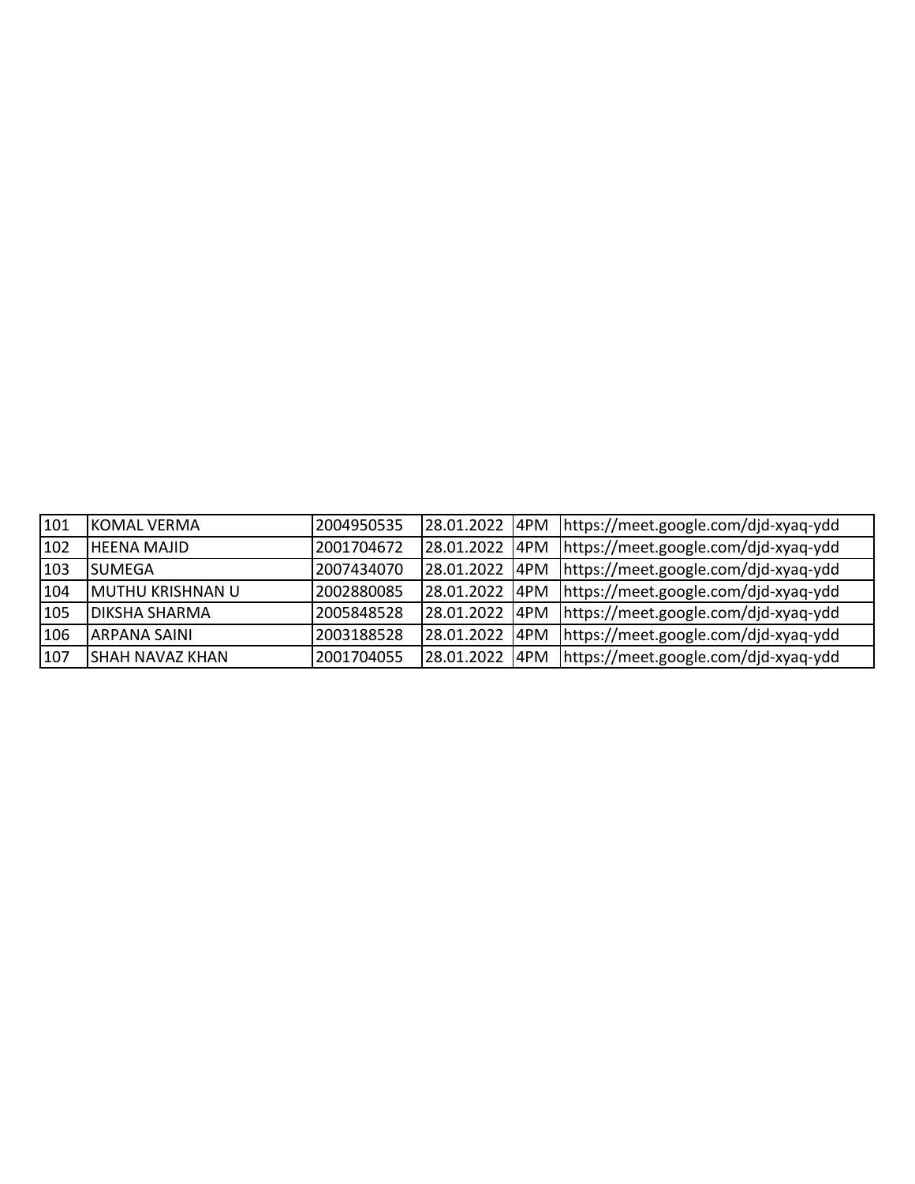| | | | | | |
|---|---|---|---|---|---|
| 101 | KOMAL VERMA | 2004950535 | 28.01.2022 | 4PM | https://meet.google.com/djd-xyaq-ydd |
| 102 | HEENA MAJID | 2001704672 | 28.01.2022 | 4PM | https://meet.google.com/djd-xyaq-ydd |
| 103 | SUMEGA | 2007434070 | 28.01.2022 | 4PM | https://meet.google.com/djd-xyaq-ydd |
| 104 | MUTHU KRISHNAN U | 2002880085 | 28.01.2022 | 4PM | https://meet.google.com/djd-xyaq-ydd |
| 105 | DIKSHA SHARMA | 2005848528 | 28.01.2022 | 4PM | https://meet.google.com/djd-xyaq-ydd |
| 106 | ARPANA SAINI | 2003188528 | 28.01.2022 | 4PM | https://meet.google.com/djd-xyaq-ydd |
| 107 | SHAH NAVAZ KHAN | 2001704055 | 28.01.2022 | 4PM | https://meet.google.com/djd-xyaq-ydd |